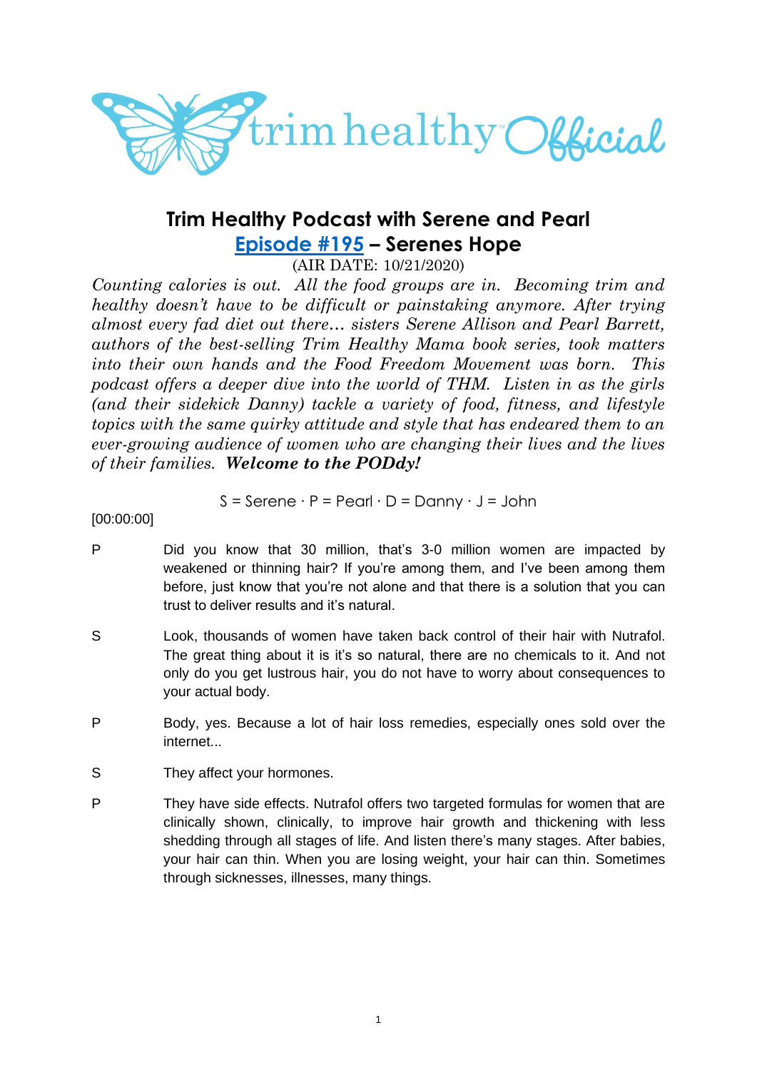# Trim Healthy Podcast with Serene and Pearl

## Episode #195 – Serenes Hope

(AIR DATE: 10/21/2020)

*Counting calories is out. All the food groups are in. Becoming trim and healthy doesn't have to be difficult or painstaking anymore. After trying almost every fad diet out there… sisters Serene Allison and Pearl Barrett, authors of the best-selling Trim Healthy Mama book series, took matters into their own hands and the Food Freedom Movement was born. This podcast offers a deeper dive into the world of THM. Listen in as the girls (and their sidekick Danny) tackle a variety of food, fitness, and lifestyle topics with the same quirky attitude and style that has endeared them to an ever-growing audience of women who are changing their lives and the lives of their families.* ***Welcome to the PODdy!***

S = Serene · P = Pearl · D = Danny · J = John

[00:00:00]

P Did you know that 30 million, that's 3-0 million women are impacted by weakened or thinning hair? If you're among them, and I've been among them before, just know that you're not alone and that there is a solution that you can trust to deliver results and it's natural.

S Look, thousands of women have taken back control of their hair with Nutrafol. The great thing about it is it's so natural, there are no chemicals to it. And not only do you get lustrous hair, you do not have to worry about consequences to your actual body.

P Body, yes. Because a lot of hair loss remedies, especially ones sold over the internet...

S They affect your hormones.

P They have side effects. Nutrafol offers two targeted formulas for women that are clinically shown, clinically, to improve hair growth and thickening with less shedding through all stages of life. And listen there's many stages. After babies, your hair can thin. When you are losing weight, your hair can thin. Sometimes through sicknesses, illnesses, many things.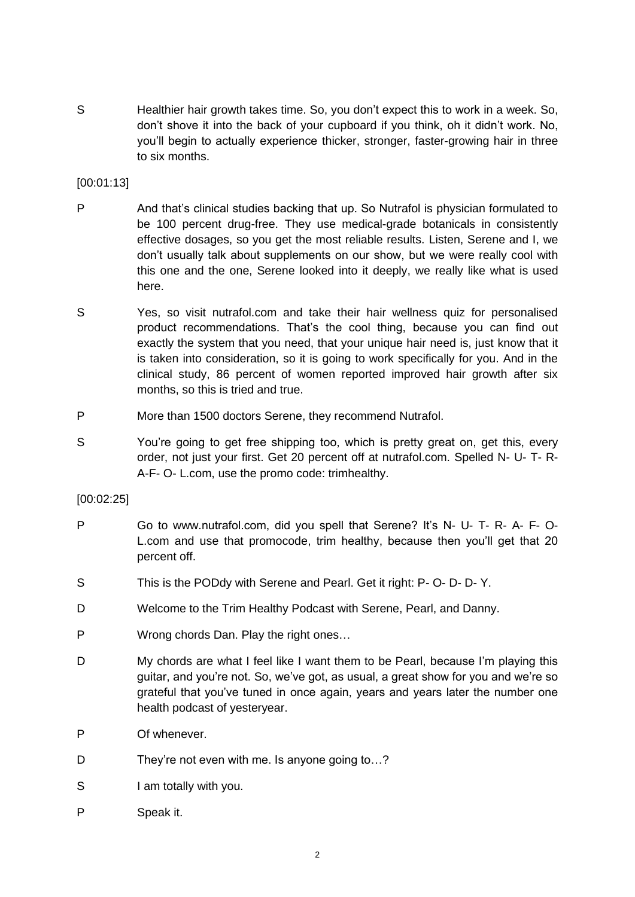S Healthier hair growth takes time. So, you don't expect this to work in a week. So, don't shove it into the back of your cupboard if you think, oh it didn't work. No, you'll begin to actually experience thicker, stronger, faster-growing hair in three to six months.

[00:01:13]

P And that's clinical studies backing that up. So Nutrafol is physician formulated to be 100 percent drug-free. They use medical-grade botanicals in consistently effective dosages, so you get the most reliable results. Listen, Serene and I, we don't usually talk about supplements on our show, but we were really cool with this one and the one, Serene looked into it deeply, we really like what is used here.

S Yes, so visit nutrafol.com and take their hair wellness quiz for personalised product recommendations. That's the cool thing, because you can find out exactly the system that you need, that your unique hair need is, just know that it is taken into consideration, so it is going to work specifically for you. And in the clinical study, 86 percent of women reported improved hair growth after six months, so this is tried and true.

P More than 1500 doctors Serene, they recommend Nutrafol.

S You're going to get free shipping too, which is pretty great on, get this, every order, not just your first. Get 20 percent off at nutrafol.com. Spelled N- U- T- R- A-F- O- L.com, use the promo code: trimhealthy.

[00:02:25]

P Go to www.nutrafol.com, did you spell that Serene? It's N- U- T- R- A- F- O- L.com and use that promocode, trim healthy, because then you'll get that 20 percent off.

S This is the PODdy with Serene and Pearl. Get it right: P- O- D- D- Y.

D Welcome to the Trim Healthy Podcast with Serene, Pearl, and Danny.

P Wrong chords Dan. Play the right ones…

D My chords are what I feel like I want them to be Pearl, because I'm playing this guitar, and you're not. So, we've got, as usual, a great show for you and we're so grateful that you've tuned in once again, years and years later the number one health podcast of yesteryear.

P Of whenever.

D They're not even with me. Is anyone going to…?

S I am totally with you.

P Speak it.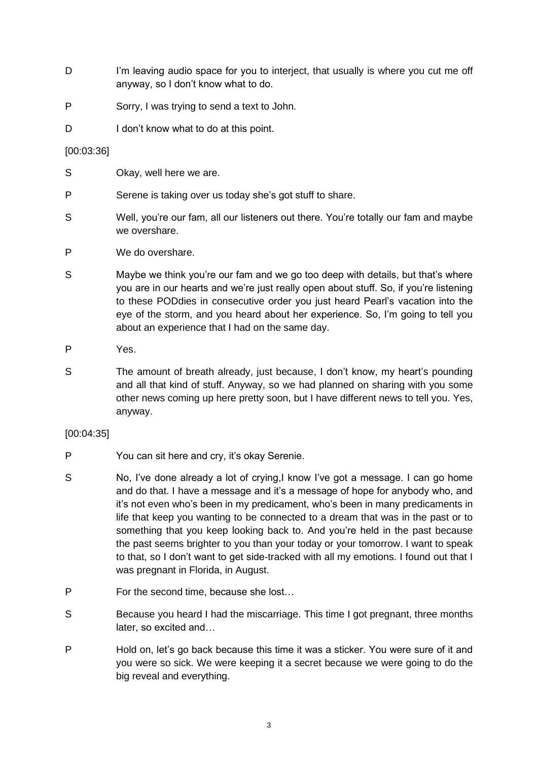D	I'm leaving audio space for you to interject, that usually is where you cut me off anyway, so I don't know what to do.

P	Sorry, I was trying to send a text to John.

D	I don't know what to do at this point.

[00:03:36]

S	Okay, well here we are.

P	Serene is taking over us today she's got stuff to share.

S	Well, you're our fam, all our listeners out there. You're totally our fam and maybe we overshare.

P	We do overshare.

S	Maybe we think you're our fam and we go too deep with details, but that's where you are in our hearts and we're just really open about stuff. So, if you're listening to these PODdies in consecutive order you just heard Pearl's vacation into the eye of the storm, and you heard about her experience. So, I'm going to tell you about an experience that I had on the same day.

P	Yes.

S	The amount of breath already, just because, I don't know, my heart's pounding and all that kind of stuff. Anyway, so we had planned on sharing with you some other news coming up here pretty soon, but I have different news to tell you. Yes, anyway.

[00:04:35]

P	You can sit here and cry, it's okay Serenie.

S	No, I've done already a lot of crying,I know I've got a message. I can go home and do that. I have a message and it's a message of hope for anybody who, and it's not even who's been in my predicament, who's been in many predicaments in life that keep you wanting to be connected to a dream that was in the past or to something that you keep looking back to. And you're held in the past because the past seems brighter to you than your today or your tomorrow. I want to speak to that, so I don't want to get side-tracked with all my emotions. I found out that I was pregnant in Florida, in August.

P	For the second time, because she lost…

S	Because you heard I had the miscarriage. This time I got pregnant, three months later, so excited and…

P	Hold on, let's go back because this time it was a sticker. You were sure of it and you were so sick. We were keeping it a secret because we were going to do the big reveal and everything.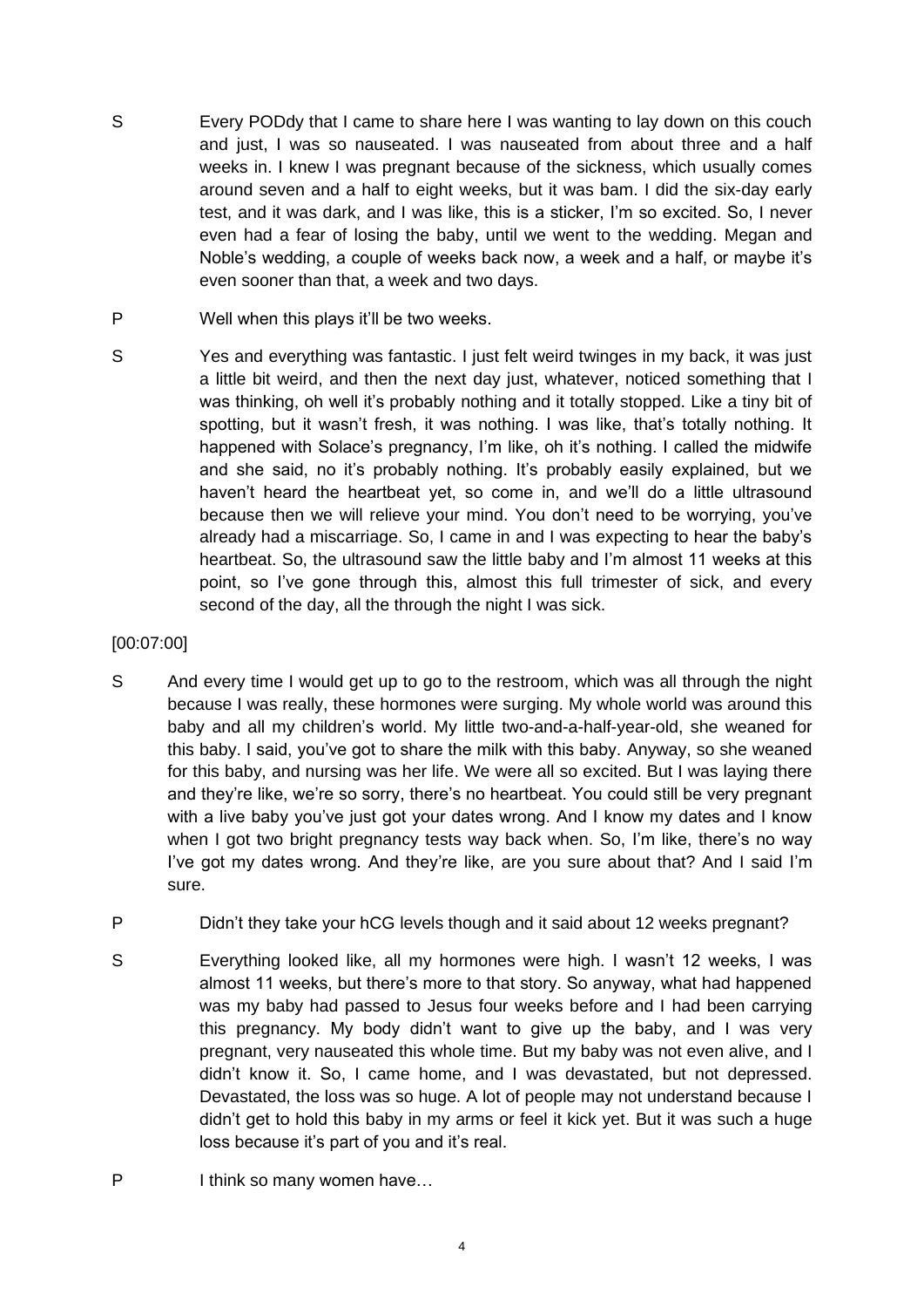S Every PODdy that I came to share here I was wanting to lay down on this couch and just, I was so nauseated. I was nauseated from about three and a half weeks in. I knew I was pregnant because of the sickness, which usually comes around seven and a half to eight weeks, but it was bam. I did the six-day early test, and it was dark, and I was like, this is a sticker, I'm so excited. So, I never even had a fear of losing the baby, until we went to the wedding. Megan and Noble's wedding, a couple of weeks back now, a week and a half, or maybe it's even sooner than that, a week and two days.

P Well when this plays it'll be two weeks.

S Yes and everything was fantastic. I just felt weird twinges in my back, it was just a little bit weird, and then the next day just, whatever, noticed something that I was thinking, oh well it's probably nothing and it totally stopped. Like a tiny bit of spotting, but it wasn't fresh, it was nothing. I was like, that's totally nothing. It happened with Solace's pregnancy, I'm like, oh it's nothing. I called the midwife and she said, no it's probably nothing. It's probably easily explained, but we haven't heard the heartbeat yet, so come in, and we'll do a little ultrasound because then we will relieve your mind. You don't need to be worrying, you've already had a miscarriage. So, I came in and I was expecting to hear the baby's heartbeat. So, the ultrasound saw the little baby and I'm almost 11 weeks at this point, so I've gone through this, almost this full trimester of sick, and every second of the day, all the through the night I was sick.

[00:07:00]

S And every time I would get up to go to the restroom, which was all through the night because I was really, these hormones were surging. My whole world was around this baby and all my children's world. My little two-and-a-half-year-old, she weaned for this baby. I said, you've got to share the milk with this baby. Anyway, so she weaned for this baby, and nursing was her life. We were all so excited. But I was laying there and they're like, we're so sorry, there's no heartbeat. You could still be very pregnant with a live baby you've just got your dates wrong. And I know my dates and I know when I got two bright pregnancy tests way back when. So, I'm like, there's no way I've got my dates wrong. And they're like, are you sure about that? And I said I'm sure.

P Didn't they take your hCG levels though and it said about 12 weeks pregnant?

S Everything looked like, all my hormones were high. I wasn't 12 weeks, I was almost 11 weeks, but there's more to that story. So anyway, what had happened was my baby had passed to Jesus four weeks before and I had been carrying this pregnancy. My body didn't want to give up the baby, and I was very pregnant, very nauseated this whole time. But my baby was not even alive, and I didn't know it. So, I came home, and I was devastated, but not depressed. Devastated, the loss was so huge. A lot of people may not understand because I didn't get to hold this baby in my arms or feel it kick yet. But it was such a huge loss because it's part of you and it's real.

P I think so many women have…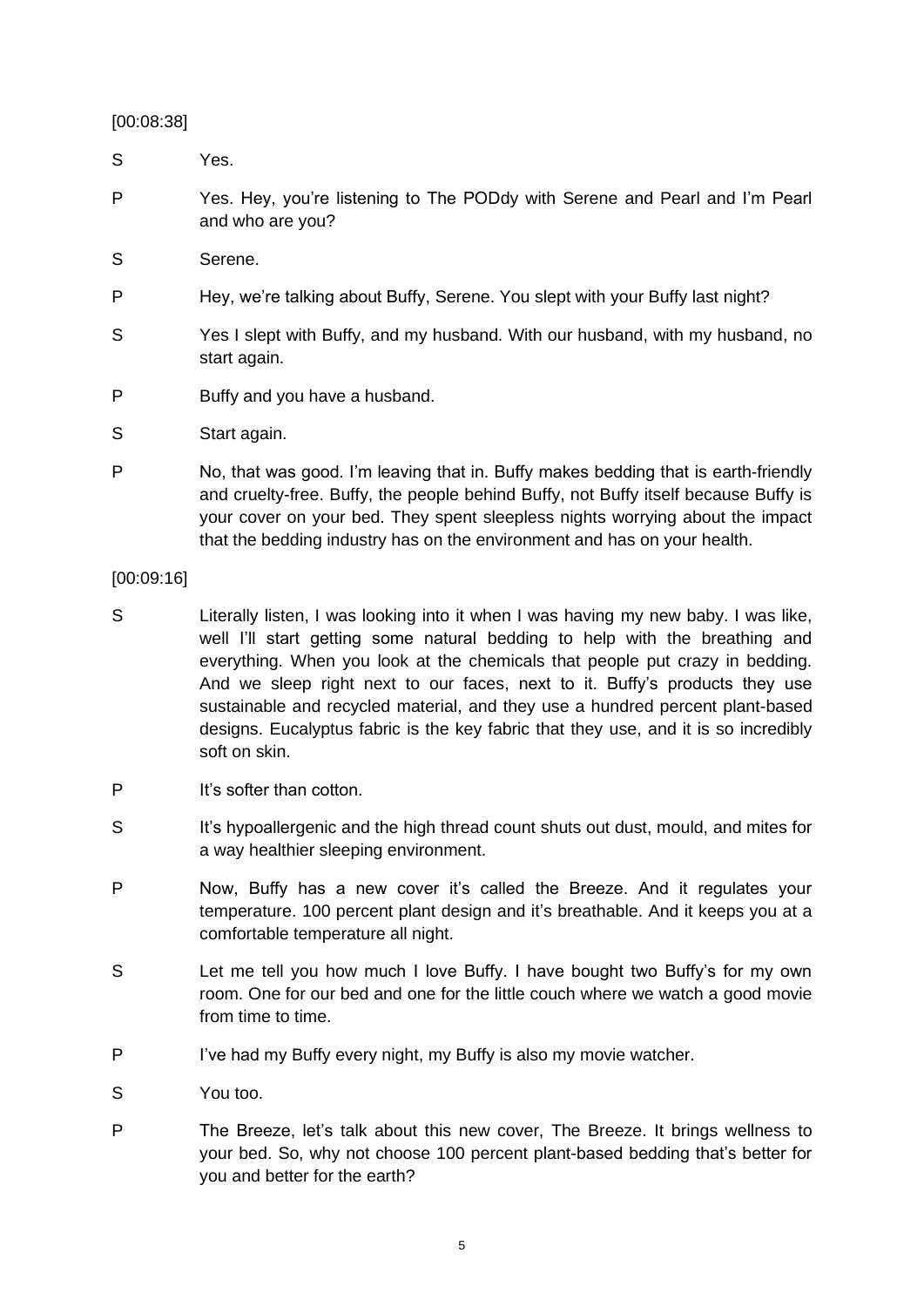[00:08:38]

S	Yes.

P	Yes. Hey, you're listening to The PODdy with Serene and Pearl and I'm Pearl and who are you?

S	Serene.

P	Hey, we're talking about Buffy, Serene. You slept with your Buffy last night?

S	Yes I slept with Buffy, and my husband. With our husband, with my husband, no start again.

P	Buffy and you have a husband.

S	Start again.

P	No, that was good. I'm leaving that in. Buffy makes bedding that is earth-friendly and cruelty-free. Buffy, the people behind Buffy, not Buffy itself because Buffy is your cover on your bed. They spent sleepless nights worrying about the impact that the bedding industry has on the environment and has on your health.

[00:09:16]

S	Literally listen, I was looking into it when I was having my new baby. I was like, well I'll start getting some natural bedding to help with the breathing and everything. When you look at the chemicals that people put crazy in bedding. And we sleep right next to our faces, next to it. Buffy's products they use sustainable and recycled material, and they use a hundred percent plant-based designs. Eucalyptus fabric is the key fabric that they use, and it is so incredibly soft on skin.

P	It's softer than cotton.

S	It's hypoallergenic and the high thread count shuts out dust, mould, and mites for a way healthier sleeping environment.

P	Now, Buffy has a new cover it's called the Breeze. And it regulates your temperature. 100 percent plant design and it's breathable. And it keeps you at a comfortable temperature all night.

S	Let me tell you how much I love Buffy. I have bought two Buffy's for my own room. One for our bed and one for the little couch where we watch a good movie from time to time.

P	I've had my Buffy every night, my Buffy is also my movie watcher.

S	You too.

P	The Breeze, let's talk about this new cover, The Breeze. It brings wellness to your bed. So, why not choose 100 percent plant-based bedding that's better for you and better for the earth?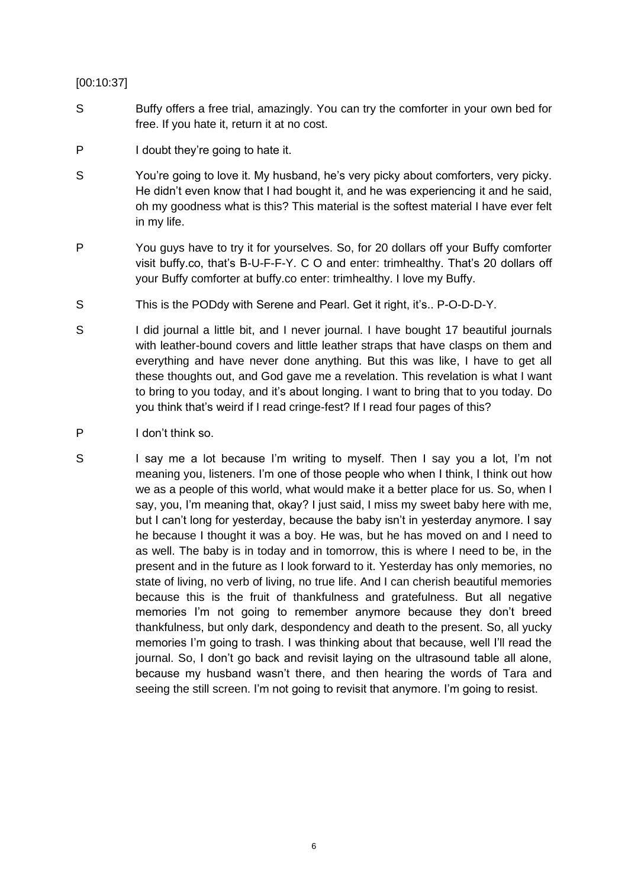[00:10:37]

S Buffy offers a free trial, amazingly. You can try the comforter in your own bed for free. If you hate it, return it at no cost.

P I doubt they're going to hate it.

S You're going to love it. My husband, he's very picky about comforters, very picky. He didn't even know that I had bought it, and he was experiencing it and he said, oh my goodness what is this? This material is the softest material I have ever felt in my life.

P You guys have to try it for yourselves. So, for 20 dollars off your Buffy comforter visit buffy.co, that's B-U-F-F-Y. C O and enter: trimhealthy. That's 20 dollars off your Buffy comforter at buffy.co enter: trimhealthy. I love my Buffy.

S This is the PODdy with Serene and Pearl. Get it right, it's.. P-O-D-D-Y.

S I did journal a little bit, and I never journal. I have bought 17 beautiful journals with leather-bound covers and little leather straps that have clasps on them and everything and have never done anything. But this was like, I have to get all these thoughts out, and God gave me a revelation. This revelation is what I want to bring to you today, and it's about longing. I want to bring that to you today. Do you think that's weird if I read cringe-fest? If I read four pages of this?

P I don't think so.

S I say me a lot because I'm writing to myself. Then I say you a lot, I'm not meaning you, listeners. I'm one of those people who when I think, I think out how we as a people of this world, what would make it a better place for us. So, when I say, you, I'm meaning that, okay? I just said, I miss my sweet baby here with me, but I can't long for yesterday, because the baby isn't in yesterday anymore. I say he because I thought it was a boy. He was, but he has moved on and I need to as well. The baby is in today and in tomorrow, this is where I need to be, in the present and in the future as I look forward to it. Yesterday has only memories, no state of living, no verb of living, no true life. And I can cherish beautiful memories because this is the fruit of thankfulness and gratefulness. But all negative memories I'm not going to remember anymore because they don't breed thankfulness, but only dark, despondency and death to the present. So, all yucky memories I'm going to trash. I was thinking about that because, well I'll read the journal. So, I don't go back and revisit laying on the ultrasound table all alone, because my husband wasn't there, and then hearing the words of Tara and seeing the still screen. I'm not going to revisit that anymore. I'm going to resist.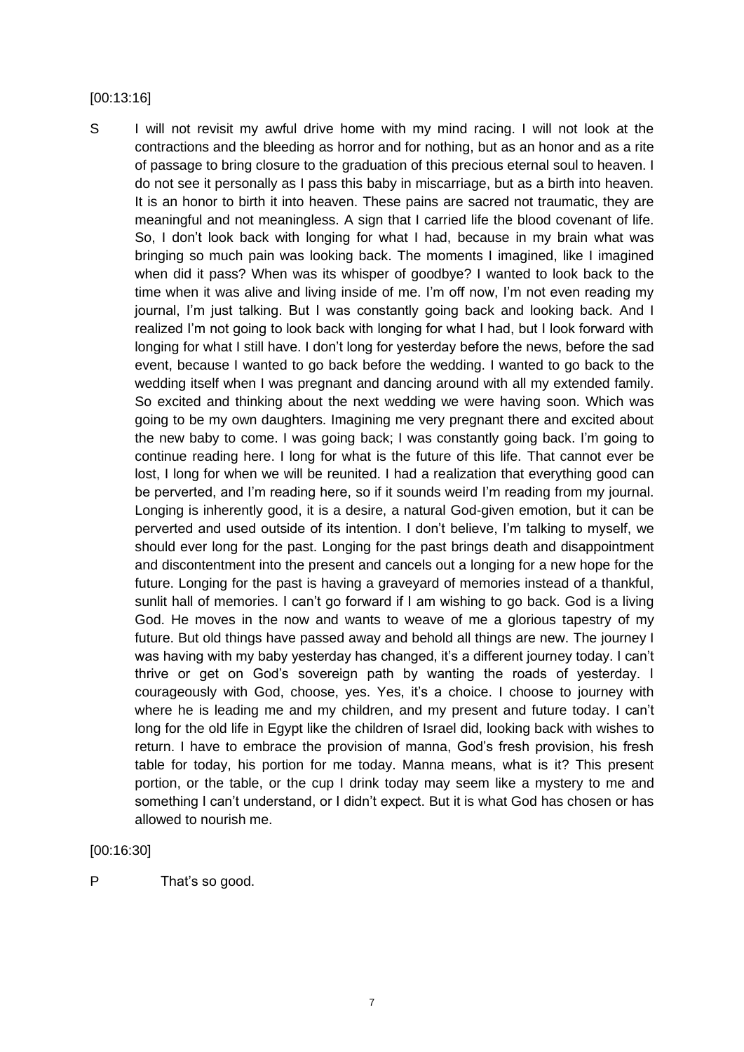[00:13:16]

S I will not revisit my awful drive home with my mind racing. I will not look at the contractions and the bleeding as horror and for nothing, but as an honor and as a rite of passage to bring closure to the graduation of this precious eternal soul to heaven. I do not see it personally as I pass this baby in miscarriage, but as a birth into heaven. It is an honor to birth it into heaven. These pains are sacred not traumatic, they are meaningful and not meaningless. A sign that I carried life the blood covenant of life. So, I don't look back with longing for what I had, because in my brain what was bringing so much pain was looking back. The moments I imagined, like I imagined when did it pass? When was its whisper of goodbye? I wanted to look back to the time when it was alive and living inside of me. I'm off now, I'm not even reading my journal, I'm just talking. But I was constantly going back and looking back. And I realized I'm not going to look back with longing for what I had, but I look forward with longing for what I still have. I don't long for yesterday before the news, before the sad event, because I wanted to go back before the wedding. I wanted to go back to the wedding itself when I was pregnant and dancing around with all my extended family. So excited and thinking about the next wedding we were having soon. Which was going to be my own daughters. Imagining me very pregnant there and excited about the new baby to come. I was going back; I was constantly going back. I'm going to continue reading here. I long for what is the future of this life. That cannot ever be lost, I long for when we will be reunited. I had a realization that everything good can be perverted, and I'm reading here, so if it sounds weird I'm reading from my journal. Longing is inherently good, it is a desire, a natural God-given emotion, but it can be perverted and used outside of its intention. I don't believe, I'm talking to myself, we should ever long for the past. Longing for the past brings death and disappointment and discontentment into the present and cancels out a longing for a new hope for the future. Longing for the past is having a graveyard of memories instead of a thankful, sunlit hall of memories. I can't go forward if I am wishing to go back. God is a living God. He moves in the now and wants to weave of me a glorious tapestry of my future. But old things have passed away and behold all things are new. The journey I was having with my baby yesterday has changed, it's a different journey today. I can't thrive or get on God's sovereign path by wanting the roads of yesterday. I courageously with God, choose, yes. Yes, it's a choice. I choose to journey with where he is leading me and my children, and my present and future today. I can't long for the old life in Egypt like the children of Israel did, looking back with wishes to return. I have to embrace the provision of manna, God's fresh provision, his fresh table for today, his portion for me today. Manna means, what is it? This present portion, or the table, or the cup I drink today may seem like a mystery to me and something I can't understand, or I didn't expect. But it is what God has chosen or has allowed to nourish me.

[00:16:30]

P That's so good.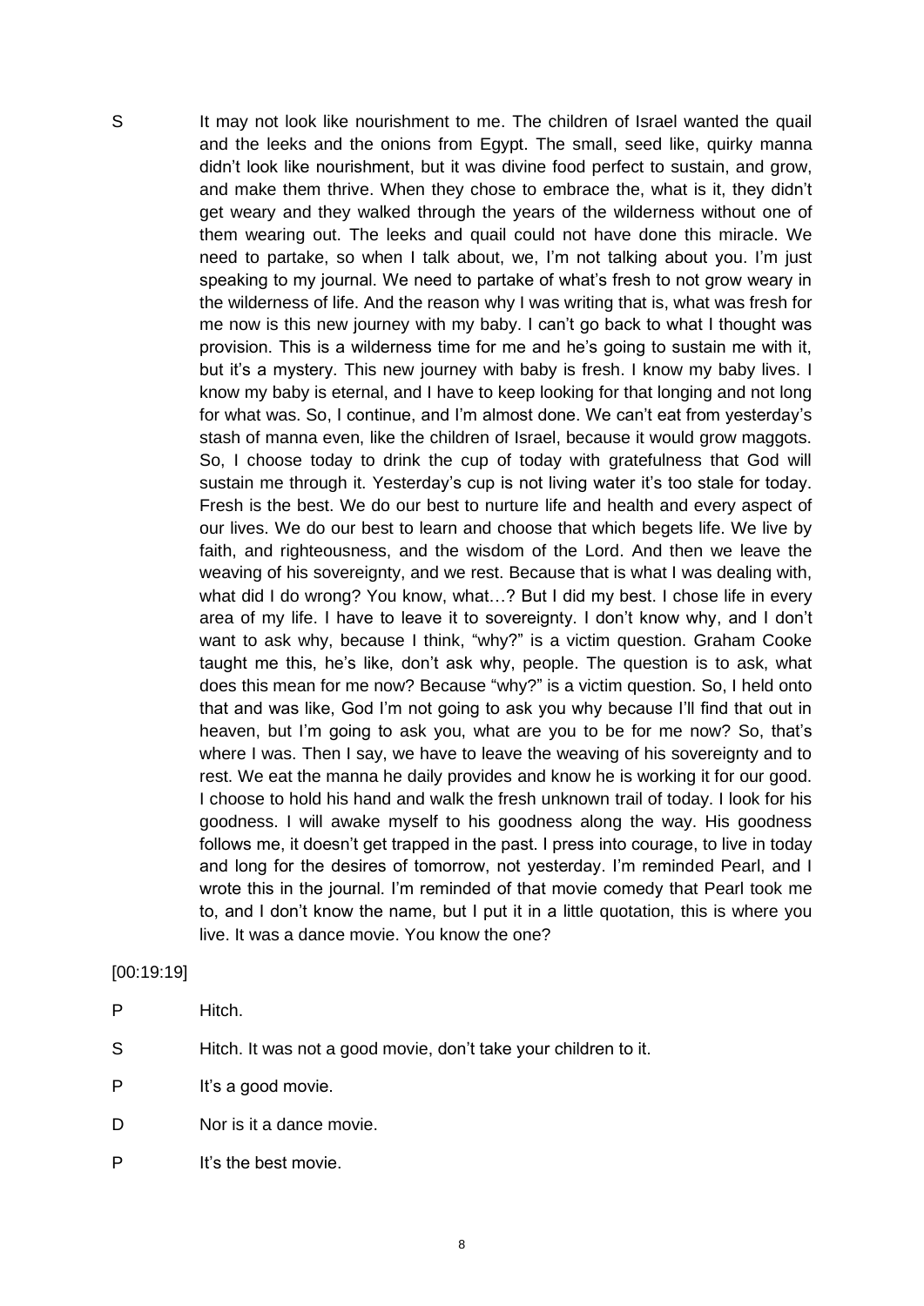S It may not look like nourishment to me. The children of Israel wanted the quail and the leeks and the onions from Egypt. The small, seed like, quirky manna didn't look like nourishment, but it was divine food perfect to sustain, and grow, and make them thrive. When they chose to embrace the, what is it, they didn't get weary and they walked through the years of the wilderness without one of them wearing out. The leeks and quail could not have done this miracle. We need to partake, so when I talk about, we, I'm not talking about you. I'm just speaking to my journal. We need to partake of what's fresh to not grow weary in the wilderness of life. And the reason why I was writing that is, what was fresh for me now is this new journey with my baby. I can't go back to what I thought was provision. This is a wilderness time for me and he's going to sustain me with it, but it's a mystery. This new journey with baby is fresh. I know my baby lives. I know my baby is eternal, and I have to keep looking for that longing and not long for what was. So, I continue, and I'm almost done. We can't eat from yesterday's stash of manna even, like the children of Israel, because it would grow maggots. So, I choose today to drink the cup of today with gratefulness that God will sustain me through it. Yesterday's cup is not living water it's too stale for today. Fresh is the best. We do our best to nurture life and health and every aspect of our lives. We do our best to learn and choose that which begets life. We live by faith, and righteousness, and the wisdom of the Lord. And then we leave the weaving of his sovereignty, and we rest. Because that is what I was dealing with, what did I do wrong? You know, what…? But I did my best. I chose life in every area of my life. I have to leave it to sovereignty. I don't know why, and I don't want to ask why, because I think, "why?" is a victim question. Graham Cooke taught me this, he's like, don't ask why, people. The question is to ask, what does this mean for me now? Because "why?" is a victim question. So, I held onto that and was like, God I'm not going to ask you why because I'll find that out in heaven, but I'm going to ask you, what are you to be for me now? So, that's where I was. Then I say, we have to leave the weaving of his sovereignty and to rest. We eat the manna he daily provides and know he is working it for our good. I choose to hold his hand and walk the fresh unknown trail of today. I look for his goodness. I will awake myself to his goodness along the way. His goodness follows me, it doesn't get trapped in the past. I press into courage, to live in today and long for the desires of tomorrow, not yesterday. I'm reminded Pearl, and I wrote this in the journal. I'm reminded of that movie comedy that Pearl took me to, and I don't know the name, but I put it in a little quotation, this is where you live. It was a dance movie. You know the one?

[00:19:19]

P Hitch.

S Hitch. It was not a good movie, don't take your children to it.

P It's a good movie.

D Nor is it a dance movie.

P It's the best movie.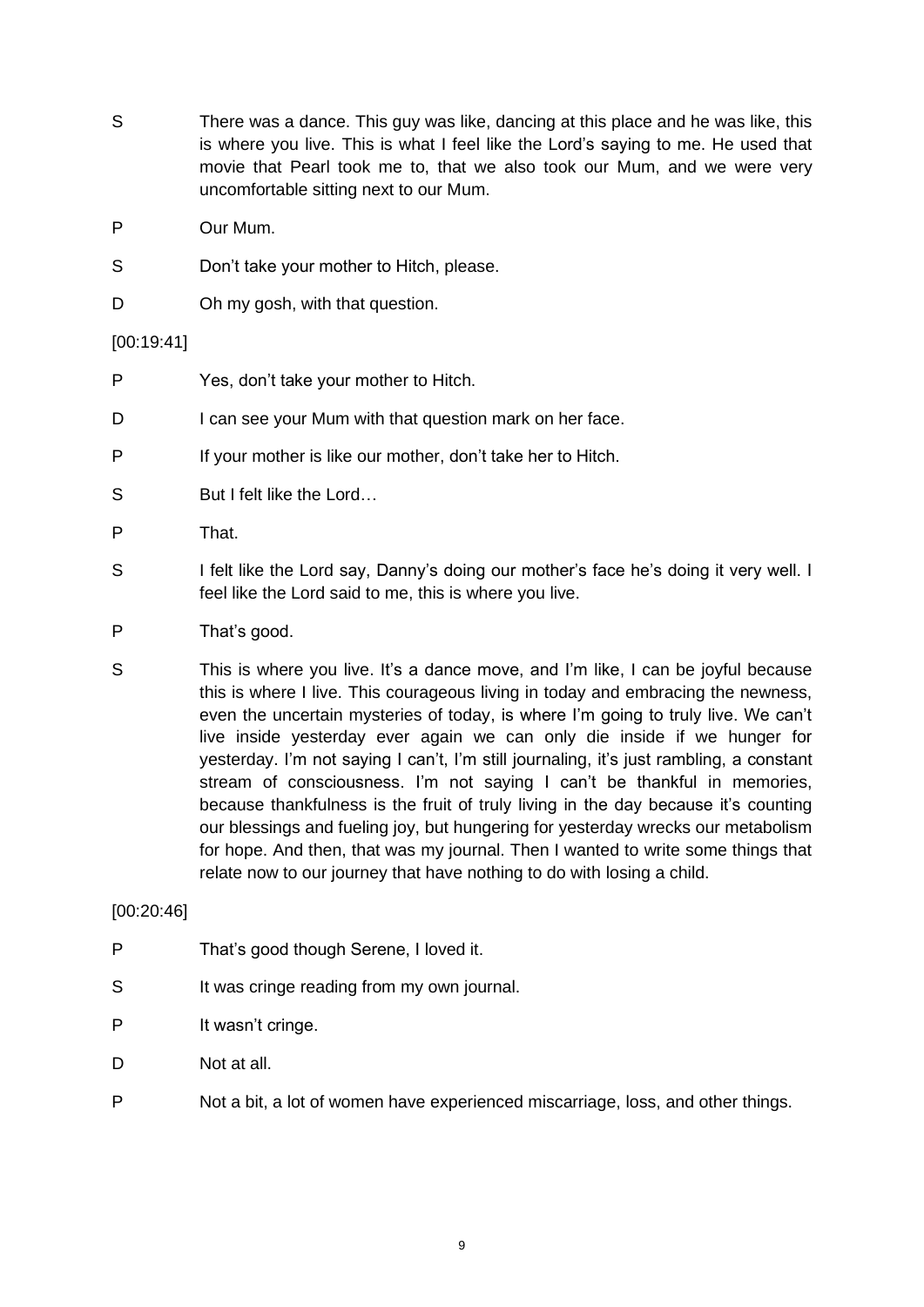S There was a dance. This guy was like, dancing at this place and he was like, this is where you live. This is what I feel like the Lord's saying to me. He used that movie that Pearl took me to, that we also took our Mum, and we were very uncomfortable sitting next to our Mum.

P Our Mum.

S Don't take your mother to Hitch, please.

D Oh my gosh, with that question.

[00:19:41]

P Yes, don't take your mother to Hitch.

D I can see your Mum with that question mark on her face.

P If your mother is like our mother, don't take her to Hitch.

S But I felt like the Lord…

P That.

S I felt like the Lord say, Danny's doing our mother's face he's doing it very well. I feel like the Lord said to me, this is where you live.

P That's good.

S This is where you live. It's a dance move, and I'm like, I can be joyful because this is where I live. This courageous living in today and embracing the newness, even the uncertain mysteries of today, is where I'm going to truly live. We can't live inside yesterday ever again we can only die inside if we hunger for yesterday. I'm not saying I can't, I'm still journaling, it's just rambling, a constant stream of consciousness. I'm not saying I can't be thankful in memories, because thankfulness is the fruit of truly living in the day because it's counting our blessings and fueling joy, but hungering for yesterday wrecks our metabolism for hope. And then, that was my journal. Then I wanted to write some things that relate now to our journey that have nothing to do with losing a child.

[00:20:46]

P That's good though Serene, I loved it.

S It was cringe reading from my own journal.

P It wasn't cringe.

D Not at all.

P Not a bit, a lot of women have experienced miscarriage, loss, and other things.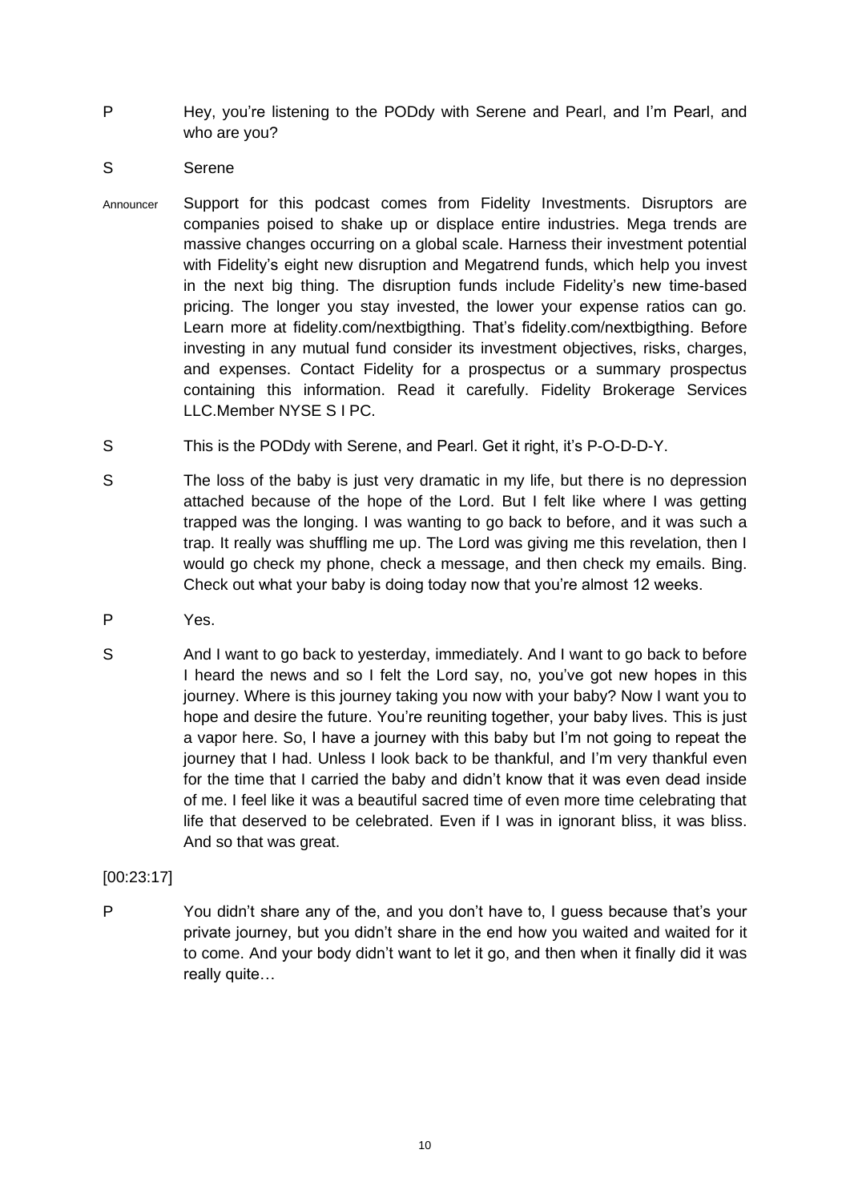P Hey, you're listening to the PODdy with Serene and Pearl, and I'm Pearl, and who are you?

S Serene

Announcer Support for this podcast comes from Fidelity Investments. Disruptors are companies poised to shake up or displace entire industries. Mega trends are massive changes occurring on a global scale. Harness their investment potential with Fidelity's eight new disruption and Megatrend funds, which help you invest in the next big thing. The disruption funds include Fidelity's new time-based pricing. The longer you stay invested, the lower your expense ratios can go. Learn more at fidelity.com/nextbigthing. That's fidelity.com/nextbigthing. Before investing in any mutual fund consider its investment objectives, risks, charges, and expenses. Contact Fidelity for a prospectus or a summary prospectus containing this information. Read it carefully. Fidelity Brokerage Services LLC.Member NYSE S I PC.

S This is the PODdy with Serene, and Pearl. Get it right, it's P-O-D-D-Y.

S The loss of the baby is just very dramatic in my life, but there is no depression attached because of the hope of the Lord. But I felt like where I was getting trapped was the longing. I was wanting to go back to before, and it was such a trap. It really was shuffling me up. The Lord was giving me this revelation, then I would go check my phone, check a message, and then check my emails. Bing. Check out what your baby is doing today now that you're almost 12 weeks.

P Yes.

S And I want to go back to yesterday, immediately. And I want to go back to before I heard the news and so I felt the Lord say, no, you've got new hopes in this journey. Where is this journey taking you now with your baby? Now I want you to hope and desire the future. You're reuniting together, your baby lives. This is just a vapor here. So, I have a journey with this baby but I'm not going to repeat the journey that I had. Unless I look back to be thankful, and I'm very thankful even for the time that I carried the baby and didn't know that it was even dead inside of me. I feel like it was a beautiful sacred time of even more time celebrating that life that deserved to be celebrated. Even if I was in ignorant bliss, it was bliss. And so that was great.

[00:23:17]

P You didn't share any of the, and you don't have to, I guess because that's your private journey, but you didn't share in the end how you waited and waited for it to come. And your body didn't want to let it go, and then when it finally did it was really quite…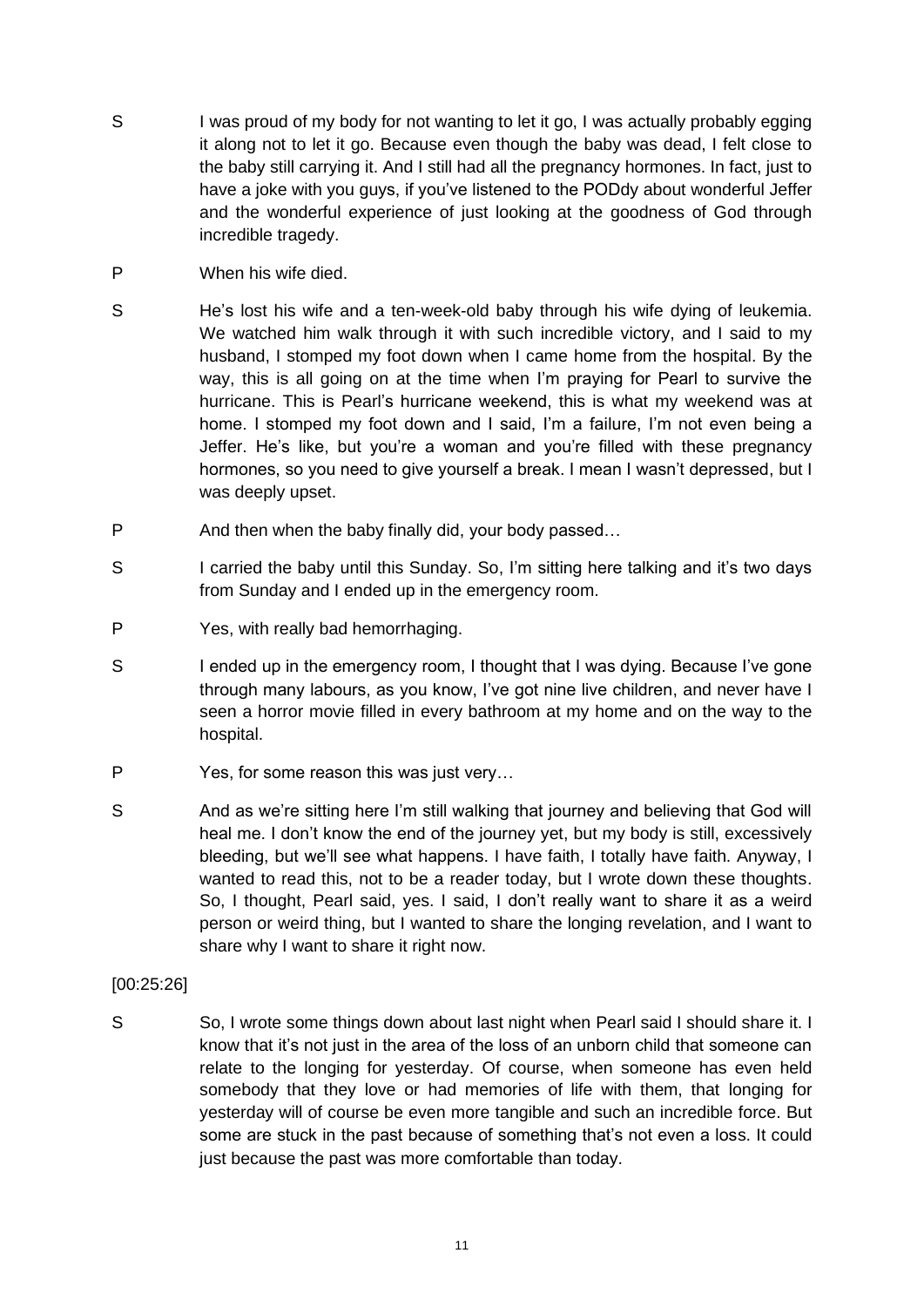S I was proud of my body for not wanting to let it go, I was actually probably egging it along not to let it go. Because even though the baby was dead, I felt close to the baby still carrying it. And I still had all the pregnancy hormones. In fact, just to have a joke with you guys, if you've listened to the PODdy about wonderful Jeffer and the wonderful experience of just looking at the goodness of God through incredible tragedy.

P When his wife died.

S He's lost his wife and a ten-week-old baby through his wife dying of leukemia. We watched him walk through it with such incredible victory, and I said to my husband, I stomped my foot down when I came home from the hospital. By the way, this is all going on at the time when I'm praying for Pearl to survive the hurricane. This is Pearl's hurricane weekend, this is what my weekend was at home. I stomped my foot down and I said, I'm a failure, I'm not even being a Jeffer. He's like, but you're a woman and you're filled with these pregnancy hormones, so you need to give yourself a break. I mean I wasn't depressed, but I was deeply upset.

P And then when the baby finally did, your body passed…

S I carried the baby until this Sunday. So, I'm sitting here talking and it's two days from Sunday and I ended up in the emergency room.

P Yes, with really bad hemorrhaging.

S I ended up in the emergency room, I thought that I was dying. Because I've gone through many labours, as you know, I've got nine live children, and never have I seen a horror movie filled in every bathroom at my home and on the way to the hospital.

P Yes, for some reason this was just very…

S And as we're sitting here I'm still walking that journey and believing that God will heal me. I don't know the end of the journey yet, but my body is still, excessively bleeding, but we'll see what happens. I have faith, I totally have faith. Anyway, I wanted to read this, not to be a reader today, but I wrote down these thoughts. So, I thought, Pearl said, yes. I said, I don't really want to share it as a weird person or weird thing, but I wanted to share the longing revelation, and I want to share why I want to share it right now.

[00:25:26]

S So, I wrote some things down about last night when Pearl said I should share it. I know that it's not just in the area of the loss of an unborn child that someone can relate to the longing for yesterday. Of course, when someone has even held somebody that they love or had memories of life with them, that longing for yesterday will of course be even more tangible and such an incredible force. But some are stuck in the past because of something that's not even a loss. It could just because the past was more comfortable than today.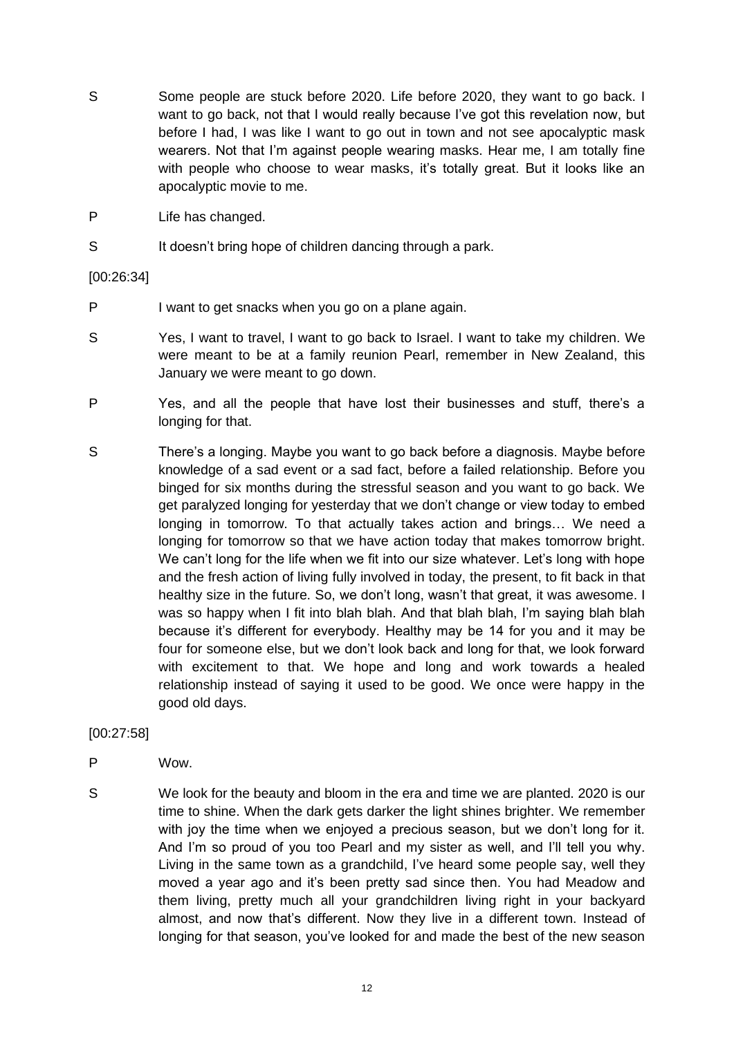S Some people are stuck before 2020. Life before 2020, they want to go back. I want to go back, not that I would really because I've got this revelation now, but before I had, I was like I want to go out in town and not see apocalyptic mask wearers. Not that I'm against people wearing masks. Hear me, I am totally fine with people who choose to wear masks, it's totally great. But it looks like an apocalyptic movie to me.

P Life has changed.

S It doesn't bring hope of children dancing through a park.

[00:26:34]

P I want to get snacks when you go on a plane again.

S Yes, I want to travel, I want to go back to Israel. I want to take my children. We were meant to be at a family reunion Pearl, remember in New Zealand, this January we were meant to go down.

P Yes, and all the people that have lost their businesses and stuff, there's a longing for that.

S There's a longing. Maybe you want to go back before a diagnosis. Maybe before knowledge of a sad event or a sad fact, before a failed relationship. Before you binged for six months during the stressful season and you want to go back. We get paralyzed longing for yesterday that we don't change or view today to embed longing in tomorrow. To that actually takes action and brings… We need a longing for tomorrow so that we have action today that makes tomorrow bright. We can't long for the life when we fit into our size whatever. Let's long with hope and the fresh action of living fully involved in today, the present, to fit back in that healthy size in the future. So, we don't long, wasn't that great, it was awesome. I was so happy when I fit into blah blah. And that blah blah, I'm saying blah blah because it's different for everybody. Healthy may be 14 for you and it may be four for someone else, but we don't look back and long for that, we look forward with excitement to that. We hope and long and work towards a healed relationship instead of saying it used to be good. We once were happy in the good old days.

[00:27:58]

P Wow.

S We look for the beauty and bloom in the era and time we are planted. 2020 is our time to shine. When the dark gets darker the light shines brighter. We remember with joy the time when we enjoyed a precious season, but we don't long for it. And I'm so proud of you too Pearl and my sister as well, and I'll tell you why. Living in the same town as a grandchild, I've heard some people say, well they moved a year ago and it's been pretty sad since then. You had Meadow and them living, pretty much all your grandchildren living right in your backyard almost, and now that's different. Now they live in a different town. Instead of longing for that season, you've looked for and made the best of the new season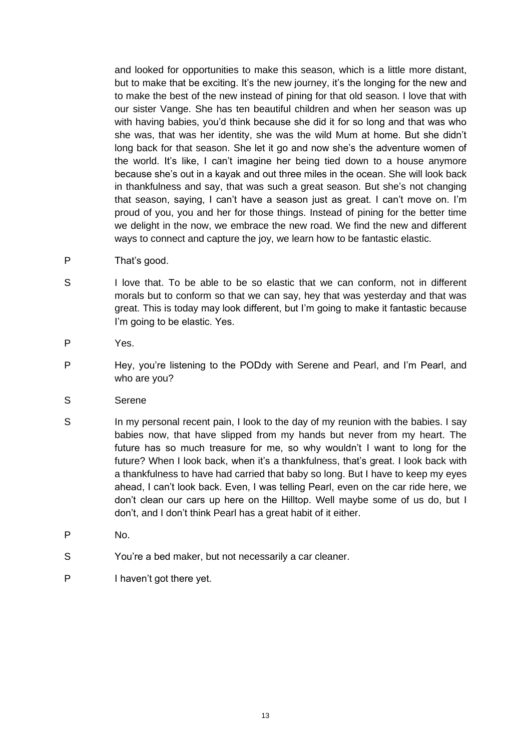and looked for opportunities to make this season, which is a little more distant, but to make that be exciting. It's the new journey, it's the longing for the new and to make the best of the new instead of pining for that old season. I love that with our sister Vange. She has ten beautiful children and when her season was up with having babies, you'd think because she did it for so long and that was who she was, that was her identity, she was the wild Mum at home. But she didn't long back for that season. She let it go and now she's the adventure women of the world. It's like, I can't imagine her being tied down to a house anymore because she's out in a kayak and out three miles in the ocean. She will look back in thankfulness and say, that was such a great season. But she's not changing that season, saying, I can't have a season just as great. I can't move on. I'm proud of you, you and her for those things. Instead of pining for the better time we delight in the now, we embrace the new road. We find the new and different ways to connect and capture the joy, we learn how to be fantastic elastic.

P That's good.

S I love that. To be able to be so elastic that we can conform, not in different morals but to conform so that we can say, hey that was yesterday and that was great. This is today may look different, but I'm going to make it fantastic because I'm going to be elastic. Yes.

P Yes.

P Hey, you're listening to the PODdy with Serene and Pearl, and I'm Pearl, and who are you?

S Serene

S In my personal recent pain, I look to the day of my reunion with the babies. I say babies now, that have slipped from my hands but never from my heart. The future has so much treasure for me, so why wouldn't I want to long for the future? When I look back, when it's a thankfulness, that's great. I look back with a thankfulness to have had carried that baby so long. But I have to keep my eyes ahead, I can't look back. Even, I was telling Pearl, even on the car ride here, we don't clean our cars up here on the Hilltop. Well maybe some of us do, but I don't, and I don't think Pearl has a great habit of it either.

P No.

S You're a bed maker, but not necessarily a car cleaner.

P I haven't got there yet.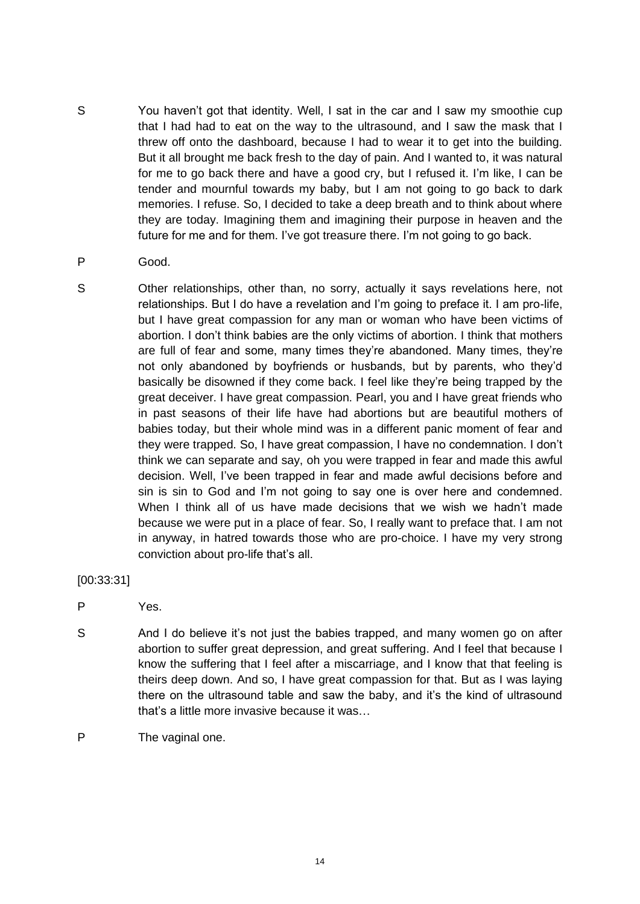S You haven't got that identity. Well, I sat in the car and I saw my smoothie cup that I had had to eat on the way to the ultrasound, and I saw the mask that I threw off onto the dashboard, because I had to wear it to get into the building. But it all brought me back fresh to the day of pain. And I wanted to, it was natural for me to go back there and have a good cry, but I refused it. I'm like, I can be tender and mournful towards my baby, but I am not going to go back to dark memories. I refuse. So, I decided to take a deep breath and to think about where they are today. Imagining them and imagining their purpose in heaven and the future for me and for them. I've got treasure there. I'm not going to go back.

P Good.

S Other relationships, other than, no sorry, actually it says revelations here, not relationships. But I do have a revelation and I'm going to preface it. I am pro-life, but I have great compassion for any man or woman who have been victims of abortion. I don't think babies are the only victims of abortion. I think that mothers are full of fear and some, many times they're abandoned. Many times, they're not only abandoned by boyfriends or husbands, but by parents, who they'd basically be disowned if they come back. I feel like they're being trapped by the great deceiver. I have great compassion. Pearl, you and I have great friends who in past seasons of their life have had abortions but are beautiful mothers of babies today, but their whole mind was in a different panic moment of fear and they were trapped. So, I have great compassion, I have no condemnation. I don't think we can separate and say, oh you were trapped in fear and made this awful decision. Well, I've been trapped in fear and made awful decisions before and sin is sin to God and I'm not going to say one is over here and condemned. When I think all of us have made decisions that we wish we hadn't made because we were put in a place of fear. So, I really want to preface that. I am not in anyway, in hatred towards those who are pro-choice. I have my very strong conviction about pro-life that's all.

[00:33:31]

P Yes.

S And I do believe it's not just the babies trapped, and many women go on after abortion to suffer great depression, and great suffering. And I feel that because I know the suffering that I feel after a miscarriage, and I know that that feeling is theirs deep down. And so, I have great compassion for that. But as I was laying there on the ultrasound table and saw the baby, and it's the kind of ultrasound that's a little more invasive because it was…

P The vaginal one.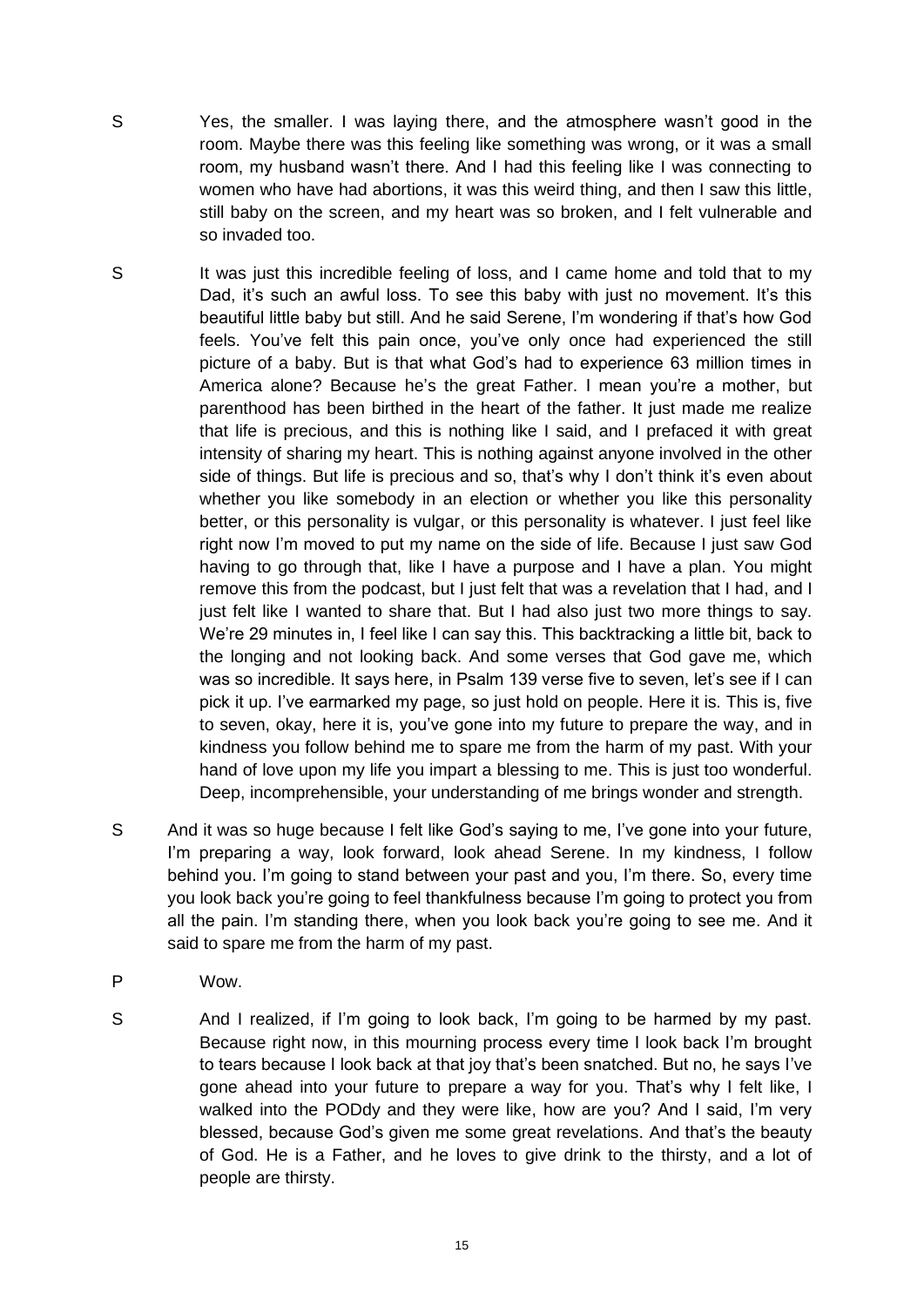S Yes, the smaller. I was laying there, and the atmosphere wasn't good in the room. Maybe there was this feeling like something was wrong, or it was a small room, my husband wasn't there. And I had this feeling like I was connecting to women who have had abortions, it was this weird thing, and then I saw this little, still baby on the screen, and my heart was so broken, and I felt vulnerable and so invaded too.

S It was just this incredible feeling of loss, and I came home and told that to my Dad, it's such an awful loss. To see this baby with just no movement. It's this beautiful little baby but still. And he said Serene, I'm wondering if that's how God feels. You've felt this pain once, you've only once had experienced the still picture of a baby. But is that what God's had to experience 63 million times in America alone? Because he's the great Father. I mean you're a mother, but parenthood has been birthed in the heart of the father. It just made me realize that life is precious, and this is nothing like I said, and I prefaced it with great intensity of sharing my heart. This is nothing against anyone involved in the other side of things. But life is precious and so, that's why I don't think it's even about whether you like somebody in an election or whether you like this personality better, or this personality is vulgar, or this personality is whatever. I just feel like right now I'm moved to put my name on the side of life. Because I just saw God having to go through that, like I have a purpose and I have a plan. You might remove this from the podcast, but I just felt that was a revelation that I had, and I just felt like I wanted to share that. But I had also just two more things to say. We're 29 minutes in, I feel like I can say this. This backtracking a little bit, back to the longing and not looking back. And some verses that God gave me, which was so incredible. It says here, in Psalm 139 verse five to seven, let's see if I can pick it up. I've earmarked my page, so just hold on people. Here it is. This is, five to seven, okay, here it is, you've gone into my future to prepare the way, and in kindness you follow behind me to spare me from the harm of my past. With your hand of love upon my life you impart a blessing to me. This is just too wonderful. Deep, incomprehensible, your understanding of me brings wonder and strength.

S And it was so huge because I felt like God's saying to me, I've gone into your future, I'm preparing a way, look forward, look ahead Serene. In my kindness, I follow behind you. I'm going to stand between your past and you, I'm there. So, every time you look back you're going to feel thankfulness because I'm going to protect you from all the pain. I'm standing there, when you look back you're going to see me. And it said to spare me from the harm of my past.

P Wow.

S And I realized, if I'm going to look back, I'm going to be harmed by my past. Because right now, in this mourning process every time I look back I'm brought to tears because I look back at that joy that's been snatched. But no, he says I've gone ahead into your future to prepare a way for you. That's why I felt like, I walked into the PODdy and they were like, how are you? And I said, I'm very blessed, because God's given me some great revelations. And that's the beauty of God. He is a Father, and he loves to give drink to the thirsty, and a lot of people are thirsty.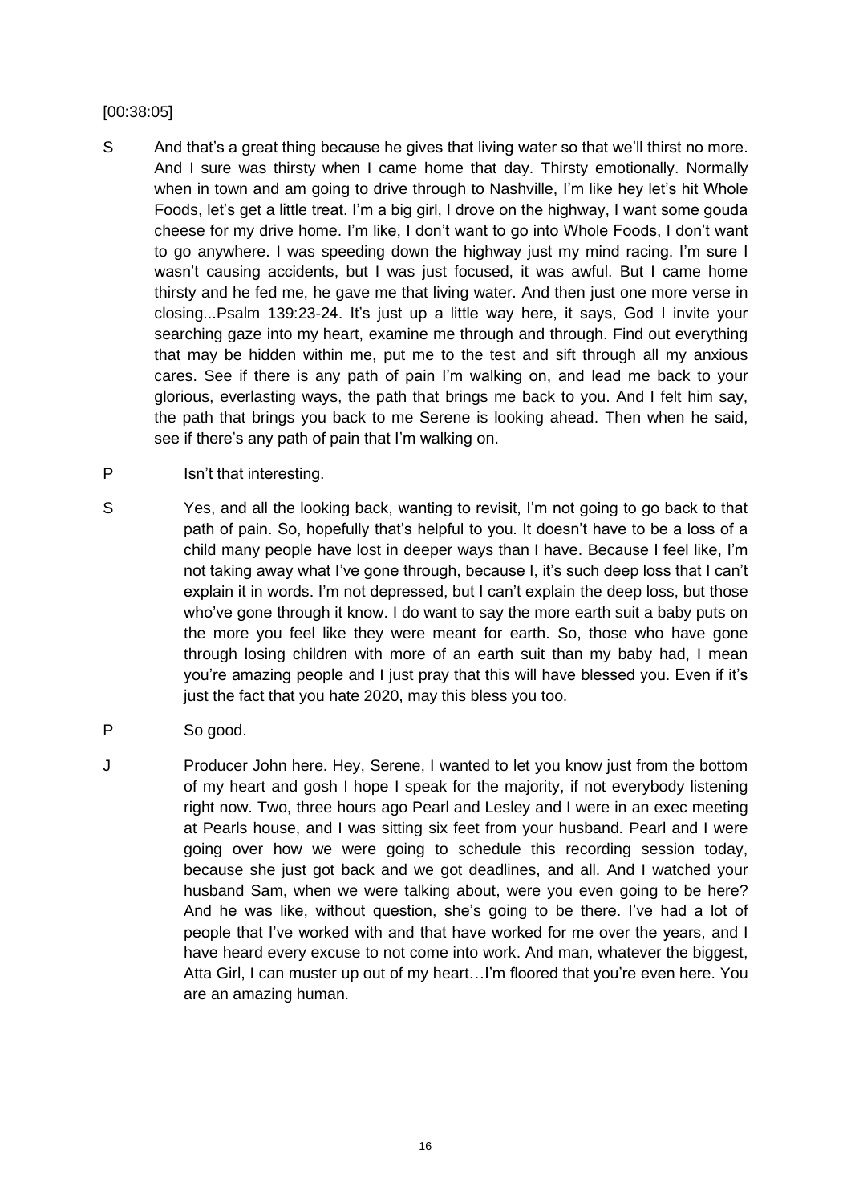[00:38:05]

S And that's a great thing because he gives that living water so that we'll thirst no more. And I sure was thirsty when I came home that day. Thirsty emotionally. Normally when in town and am going to drive through to Nashville, I'm like hey let's hit Whole Foods, let's get a little treat. I'm a big girl, I drove on the highway, I want some gouda cheese for my drive home. I'm like, I don't want to go into Whole Foods, I don't want to go anywhere. I was speeding down the highway just my mind racing. I'm sure I wasn't causing accidents, but I was just focused, it was awful. But I came home thirsty and he fed me, he gave me that living water. And then just one more verse in closing...Psalm 139:23-24. It's just up a little way here, it says, God I invite your searching gaze into my heart, examine me through and through. Find out everything that may be hidden within me, put me to the test and sift through all my anxious cares. See if there is any path of pain I'm walking on, and lead me back to your glorious, everlasting ways, the path that brings me back to you. And I felt him say, the path that brings you back to me Serene is looking ahead. Then when he said, see if there's any path of pain that I'm walking on.

P Isn't that interesting.

S Yes, and all the looking back, wanting to revisit, I'm not going to go back to that path of pain. So, hopefully that's helpful to you. It doesn't have to be a loss of a child many people have lost in deeper ways than I have. Because I feel like, I'm not taking away what I've gone through, because I, it's such deep loss that I can't explain it in words. I'm not depressed, but I can't explain the deep loss, but those who've gone through it know. I do want to say the more earth suit a baby puts on the more you feel like they were meant for earth. So, those who have gone through losing children with more of an earth suit than my baby had, I mean you're amazing people and I just pray that this will have blessed you. Even if it's just the fact that you hate 2020, may this bless you too.

P So good.

J Producer John here. Hey, Serene, I wanted to let you know just from the bottom of my heart and gosh I hope I speak for the majority, if not everybody listening right now. Two, three hours ago Pearl and Lesley and I were in an exec meeting at Pearls house, and I was sitting six feet from your husband. Pearl and I were going over how we were going to schedule this recording session today, because she just got back and we got deadlines, and all. And I watched your husband Sam, when we were talking about, were you even going to be here? And he was like, without question, she's going to be there. I've had a lot of people that I've worked with and that have worked for me over the years, and I have heard every excuse to not come into work. And man, whatever the biggest, Atta Girl, I can muster up out of my heart…I'm floored that you're even here. You are an amazing human.